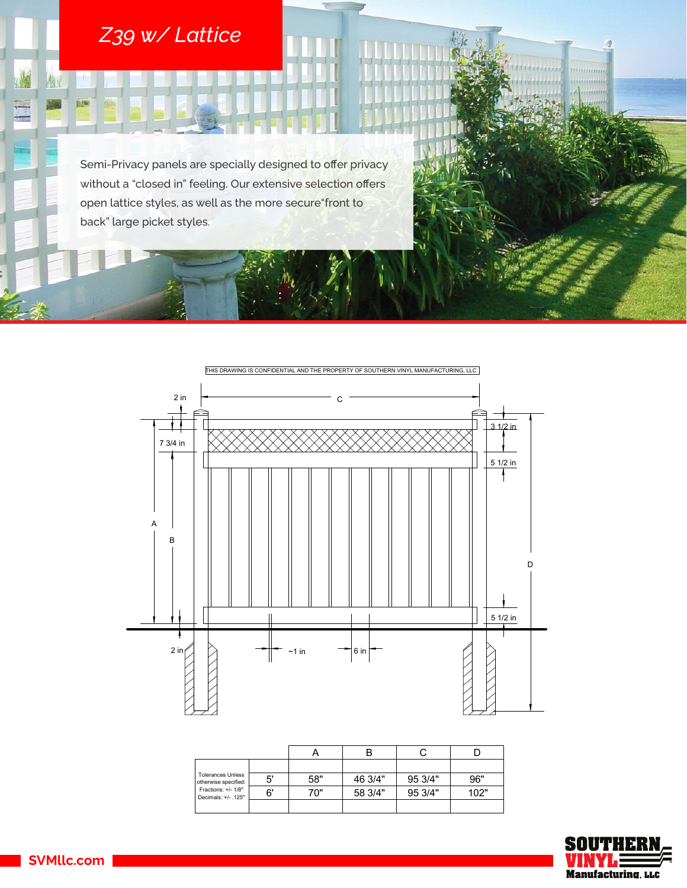# Z39 w/ Lattice

Semi-Privacy panels are specially designed to offer privacy without a "closed in" feeling. Our extensive selection offers open lattice styles, as well as the more secure"front to back" large picket styles.

THIS DRAWING IS CONFIDENTIAL AND THE PROPERTY OF SOUTHERN VINYL MANUFACTURING, LLC

2 in, C, 3 1/2 in, 7 3/4 in, 5 1/2 in, A, B, D, 5 1/2 in, 2 in, ~1 in, 6 in

| Tolerances Unless otherwise specified: Fractions: +/- 1/8" Decimals: +/- .125" | | A | B | C | D |
|---|---|---|---|---|---|
| | 5' | 58" | 46 3/4" | 95 3/4" | 96" |
| | 6' | 70" | 58 3/4" | 95 3/4" | 102" |

SVMllc.com

SOUTHERN VINYL Manufacturing, LLC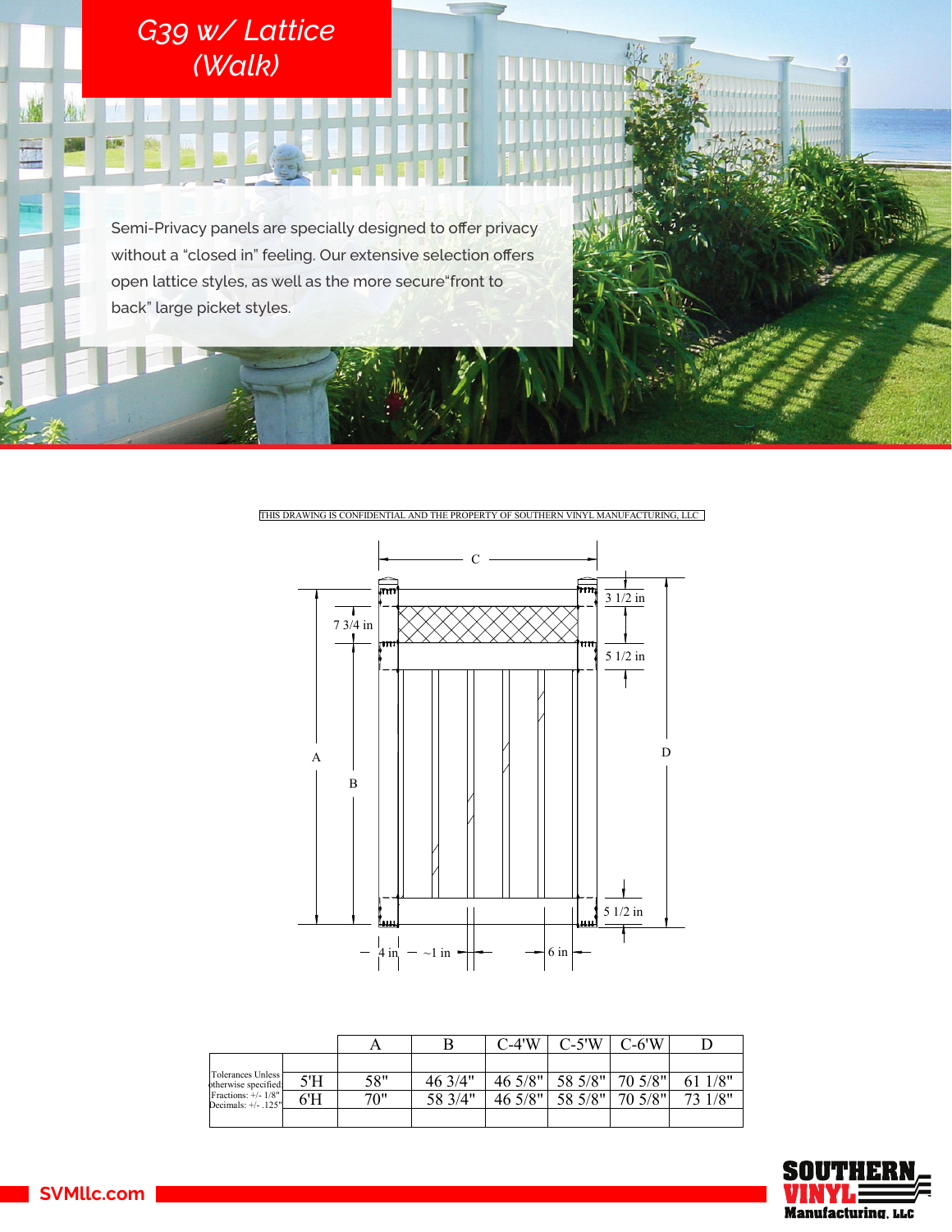# G39 w/ Lattice (Walk)

Semi-Privacy panels are specially designed to offer privacy without a “closed in” feeling. Our extensive selection offers open lattice styles, as well as the more secure“front to back” large picket styles.

THIS DRAWING IS CONFIDENTIAL AND THE PROPERTY OF SOUTHERN VINYL MANUFACTURING, LLC

C

3 1/2 in

7 3/4 in

5 1/2 in

A

B

D

5 1/2 in

4 in

~1 in

6 in

| | | A | B | C-4'W | C-5'W | C-6'W | D |
|---|---|---|---|---|---|---|---|
| Tolerances Unless otherwise specified: Fractions: +/- 1/8" Decimals: +/- .125" | 5'H | 58" | 46 3/4" | 46 5/8" | 58 5/8" | 70 5/8" | 61 1/8" |
| | 6'H | 70" | 58 3/4" | 46 5/8" | 58 5/8" | 70 5/8" | 73 1/8" |

SVMllc.com

SOUTHERN VINYL Manufacturing, LLC